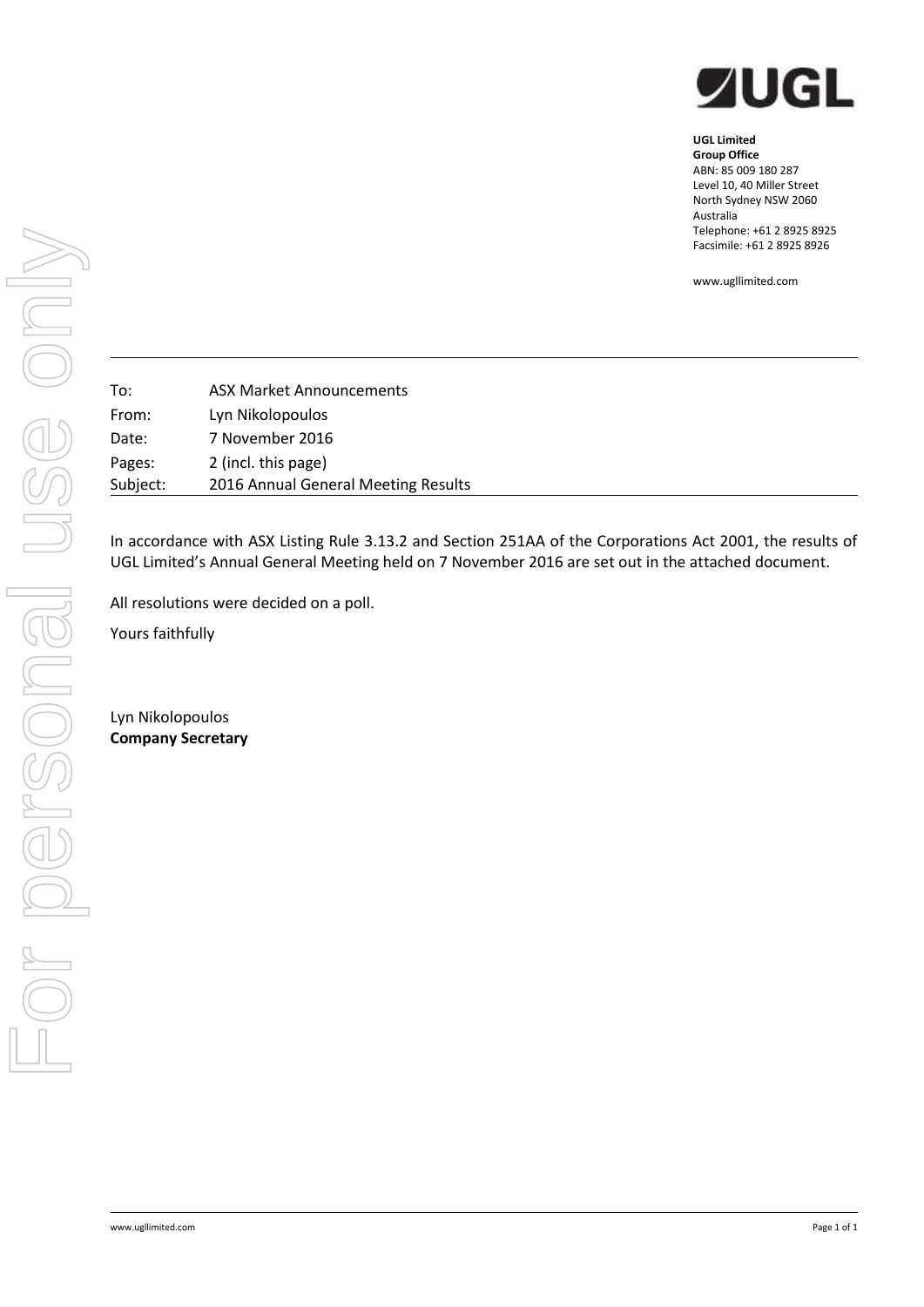**UGL Limited**
**Group Office**
ABN: 85 009 180 287
Level 10, 40 Miller Street
North Sydney NSW 2060
Australia
Telephone: +61 2 8925 8925
Facsimile: +61 2 8925 8926

www.ugllimited.com

| | |
|---|---|
| To: | ASX Market Announcements |
| From: | Lyn Nikolopoulos |
| Date: | 7 November 2016 |
| Pages: | 2 (incl. this page) |
| Subject: | 2016 Annual General Meeting Results |

In accordance with ASX Listing Rule 3.13.2 and Section 251AA of the Corporations Act 2001, the results of UGL Limited's Annual General Meeting held on 7 November 2016 are set out in the attached document.

All resolutions were decided on a poll.

Yours faithfully

Lyn Nikolopoulos
**Company Secretary**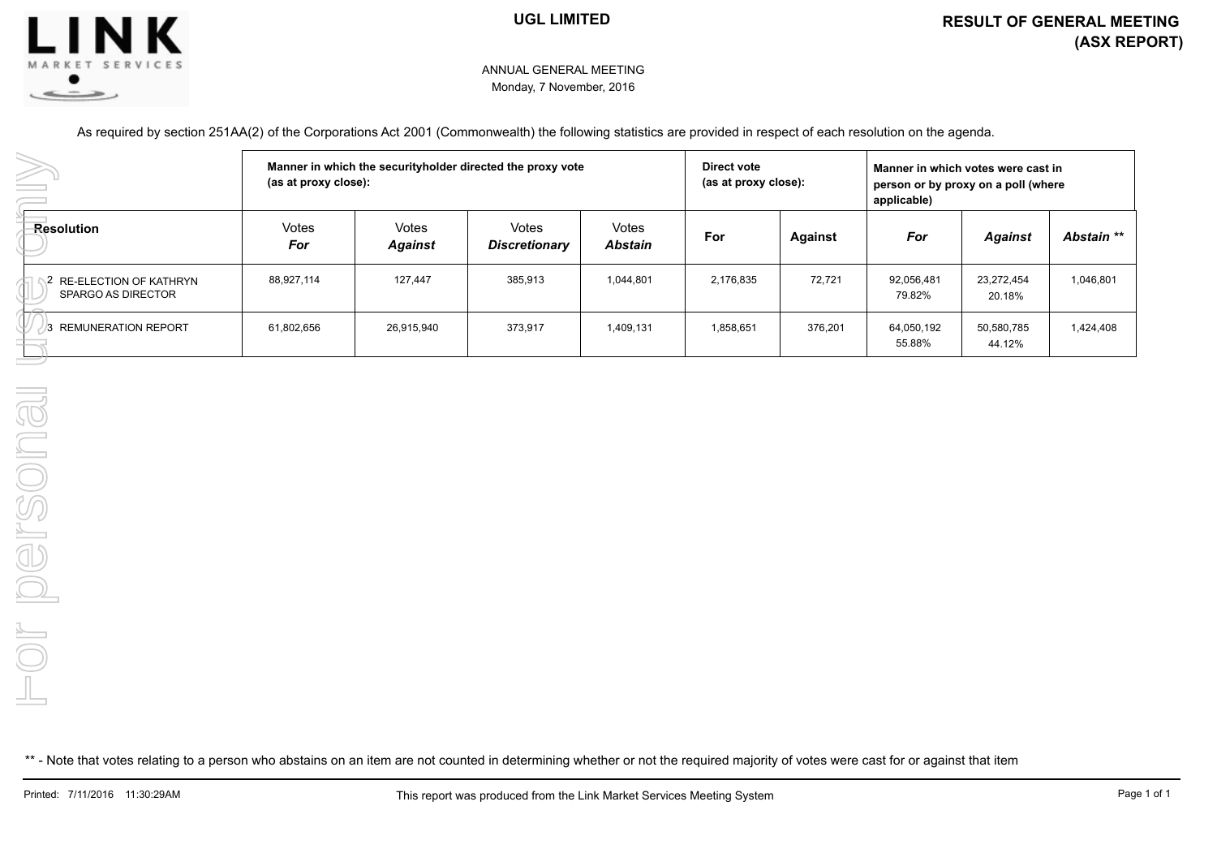# UGL LIMITED

## RESULT OF GENERAL MEETING (ASX REPORT)

ANNUAL GENERAL MEETING
Monday, 7 November, 2016

As required by section 251AA(2) of the Corporations Act 2001 (Commonwealth) the following statistics are provided in respect of each resolution on the agenda.

| | **Manner in which the securityholder directed the proxy vote (as at proxy close):** | | | | **Direct vote (as at proxy close):** | | **Manner in which votes were cast in person or by proxy on a poll (where applicable)** | | |
|---|---|---|---|---|---|---|---|---|---|
| **Resolution** | Votes ***For*** | Votes ***Against*** | Votes ***Discretionary*** | Votes ***Abstain*** | **For** | **Against** | ***For*** | ***Against*** | ***Abstain \*\**** |
| 2 RE-ELECTION OF KATHRYN SPARGO AS DIRECTOR | 88,927,114 | 127,447 | 385,913 | 1,044,801 | 2,176,835 | 72,721 | 92,056,481 79.82% | 23,272,454 20.18% | 1,046,801 |
| 3 REMUNERATION REPORT | 61,802,656 | 26,915,940 | 373,917 | 1,409,131 | 1,858,651 | 376,201 | 64,050,192 55.88% | 50,580,785 44.12% | 1,424,408 |

** - Note that votes relating to a person who abstains on an item are not counted in determining whether or not the required majority of votes were cast for or against that item

Printed: 7/11/2016 11:30:29AM

This report was produced from the Link Market Services Meeting System